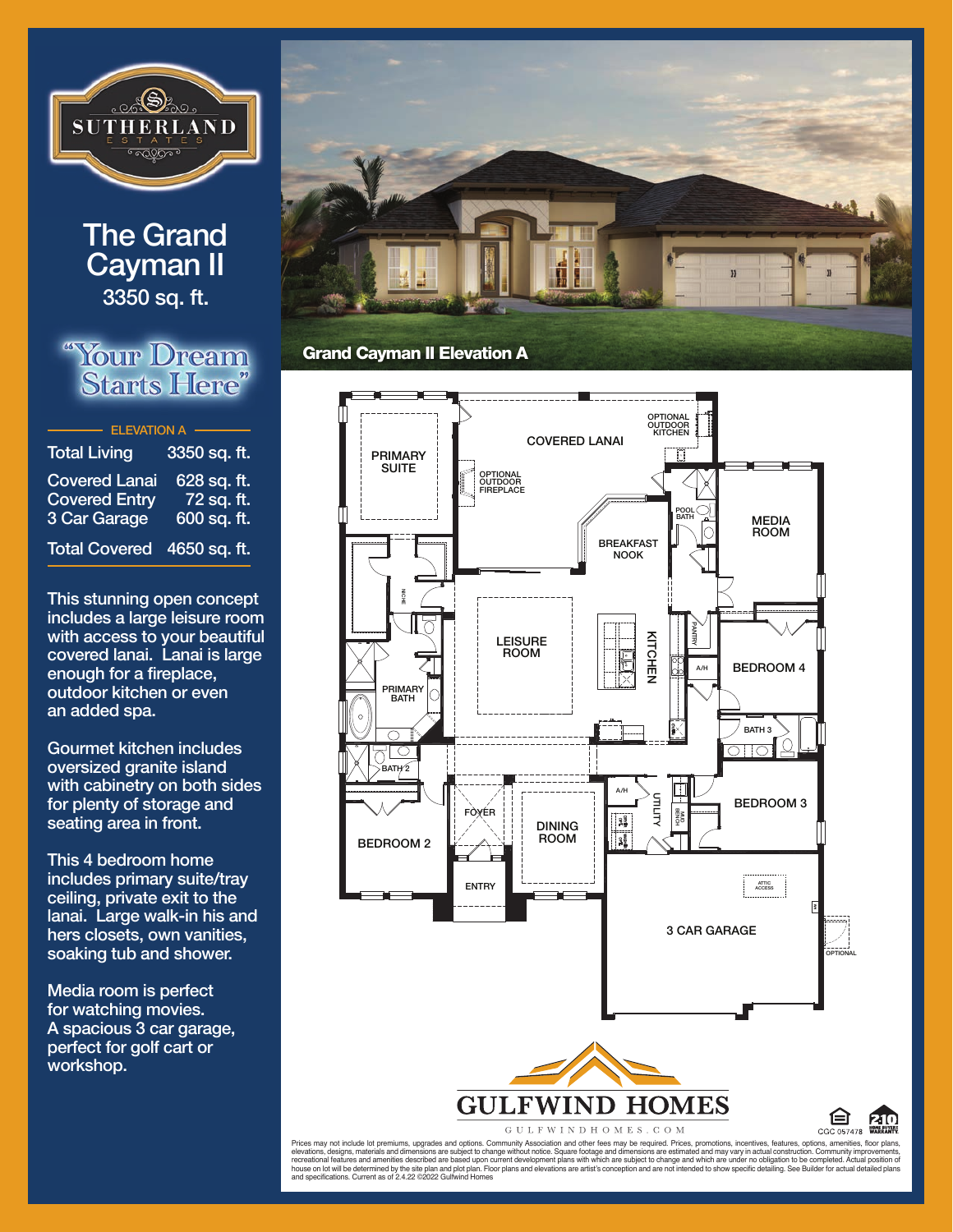SUTHERLAND ESTATES

# The Grand Cayman II

3350 sq. ft.

"Your Dream Starts Here"

## ELEVATION A

| | |
|---|---|
| Total Living | 3350 sq. ft. |
| Covered Lanai | 628 sq. ft. |
| Covered Entry | 72 sq. ft. |
| 3 Car Garage | 600 sq. ft. |
| Total Covered | 4650 sq. ft. |

This stunning open concept includes a large leisure room with access to your beautiful covered lanai. Lanai is large enough for a fireplace, outdoor kitchen or even an added spa.

Gourmet kitchen includes oversized granite island with cabinetry on both sides for plenty of storage and seating area in front.

This 4 bedroom home includes primary suite/tray ceiling, private exit to the lanai. Large walk-in his and hers closets, own vanities, soaking tub and shower.

Media room is perfect for watching movies. A spacious 3 car garage, perfect for golf cart or workshop.

**Grand Cayman II Elevation A**

COVERED LANAI · OPTIONAL OUTDOOR KITCHEN · OPTIONAL OUTDOOR FIREPLACE · PRIMARY SUITE · POOL BATH · MEDIA ROOM · BREAKFAST NOOK · LEISURE ROOM · KITCHEN · PANTRY · A/H · BEDROOM 4 · NICHE · PRIMARY BATH · BATH 3 · BATH 2 · A/H · UTILITY · MUD BENCH · BEDROOM 3 · FOYER · DINING ROOM · BEDROOM 2 · ENTRY · ATTIC ACCESS · 3 CAR GARAGE · OPTIONAL

GULFWIND HOMES

GULFWINDHOMES.COM

CGC 057478

Prices may not include lot premiums, upgrades and options. Community Association and other fees may be required. Prices, promotions, incentives, features, options, amenities, floor plans, elevations, designs, materials and dimensions are subject to change without notice. Square footage and dimensions are estimated and may vary in actual construction. Community improvements, recreational features and amenities described are based upon current development plans with which are subject to change and which are under no obligation to be completed. Actual position of house on lot will be determined by the site plan and plot plan. Floor plans and elevations are artist's conception and are not intended to show specific detailing. See Builder for actual detailed plans and specifications. Current as of 2.4.22 ©2022 Gulfwind Homes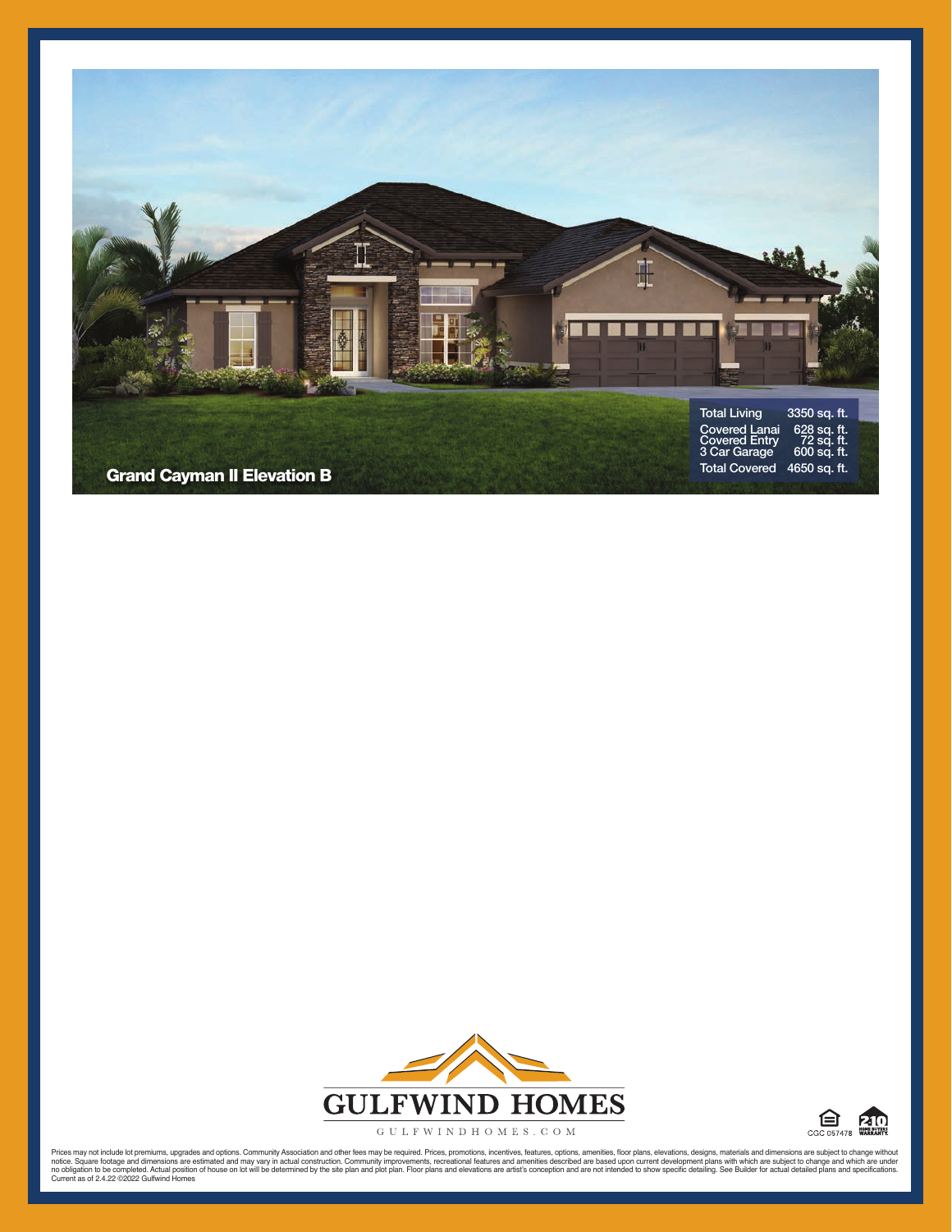Total Living 3350 sq. ft.
Covered Lanai 628 sq. ft.
Covered Entry 72 sq. ft.
3 Car Garage 600 sq. ft.
Total Covered 4650 sq. ft.

**Grand Cayman II Elevation B**

GULFWIND HOMES

GULFWINDHOMES.COM

CGC 057478

Prices may not include lot premiums, upgrades and options. Community Association and other fees may be required. Prices, promotions, incentives, features, options, amenities, floor plans, elevations, designs, materials and dimensions are subject to change without notice. Square footage and dimensions are estimated and may vary in actual construction. Community improvements, recreational features and amenities described are based upon current development plans with which are subject to change and which are under no obligation to be completed. Actual position of house on lot will be determined by the site plan and plot plan. Floor plans and elevations are artist's conception and are not intended to show specific detailing. See Builder for actual detailed plans and specifications. Current as of 2.4.22 ©2022 Gulfwind Homes